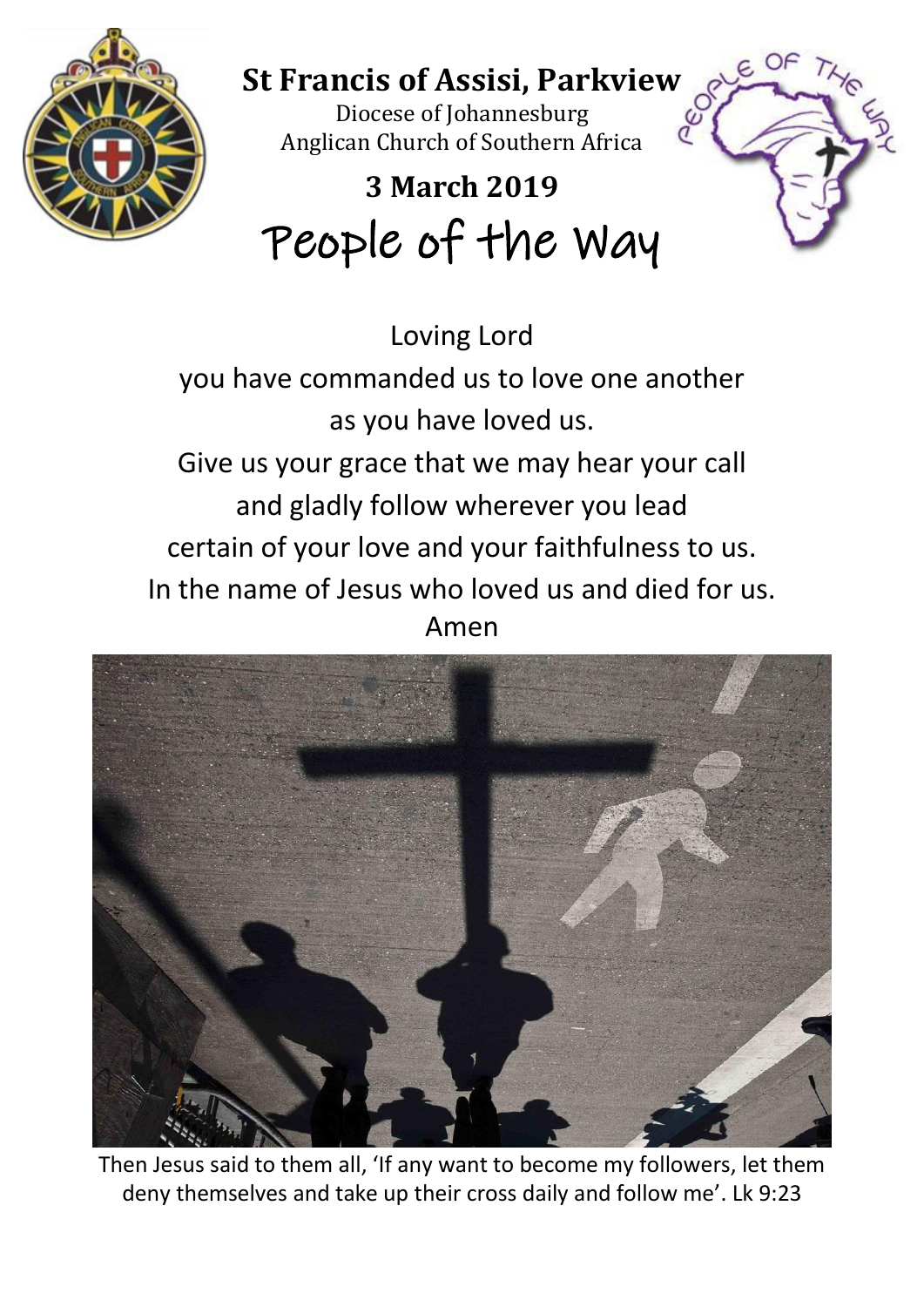# St Francis of Assisi, Parkview

Diocese of Johannesburg
Anglican Church of Southern Africa

## 3 March 2019

# People of the Way

Loving Lord
you have commanded us to love one another
as you have loved us.
Give us your grace that we may hear your call
and gladly follow wherever you lead
certain of your love and your faithfulness to us.
In the name of Jesus who loved us and died for us.
Amen

Then Jesus said to them all, 'If any want to become my followers, let them deny themselves and take up their cross daily and follow me'. Lk 9:23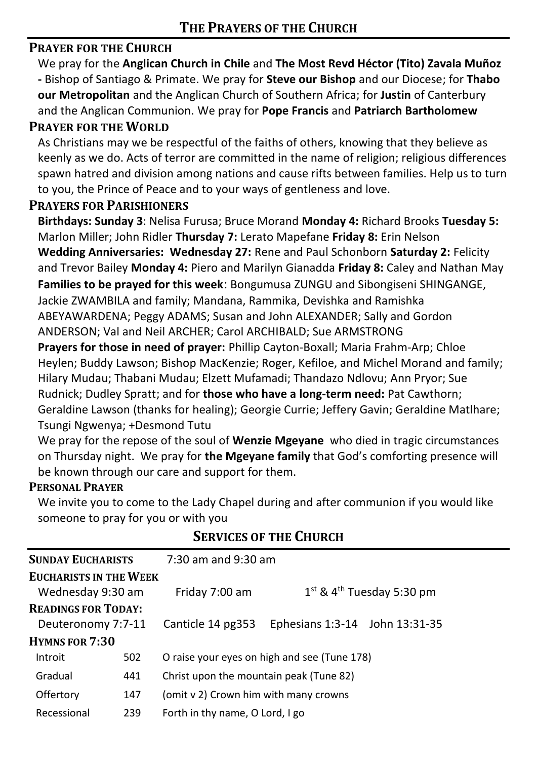# The Prayers of the Church

### Prayer for the Church

We pray for the **Anglican Church in Chile** and **The Most Revd Héctor (Tito) Zavala Muñoz -** Bishop of Santiago & Primate. We pray for **Steve our Bishop** and our Diocese; for **Thabo our Metropolitan** and the Anglican Church of Southern Africa; for **Justin** of Canterbury and the Anglican Communion. We pray for **Pope Francis** and **Patriarch Bartholomew**

### Prayer for the World

As Christians may we be respectful of the faiths of others, knowing that they believe as keenly as we do. Acts of terror are committed in the name of religion; religious differences spawn hatred and division among nations and cause rifts between families. Help us to turn to you, the Prince of Peace and to your ways of gentleness and love.

### Prayers for Parishioners

**Birthdays: Sunday 3**: Nelisa Furusa; Bruce Morand **Monday 4:** Richard Brooks **Tuesday 5:** Marlon Miller; John Ridler **Thursday 7:** Lerato Mapefane **Friday 8:** Erin Nelson

**Wedding Anniversaries: Wednesday 27:** Rene and Paul Schonborn **Saturday 2:** Felicity and Trevor Bailey **Monday 4:** Piero and Marilyn Gianadda **Friday 8:** Caley and Nathan May

**Families to be prayed for this week**: Bongumusa ZUNGU and Sibongiseni SHINGANGE, Jackie ZWAMBILA and family; Mandana, Rammika, Devishka and Ramishka ABEYAWARDENA; Peggy ADAMS; Susan and John ALEXANDER; Sally and Gordon ANDERSON; Val and Neil ARCHER; Carol ARCHIBALD; Sue ARMSTRONG

**Prayers for those in need of prayer:** Phillip Cayton-Boxall; Maria Frahm-Arp; Chloe Heylen; Buddy Lawson; Bishop MacKenzie; Roger, Kefiloe, and Michel Morand and family; Hilary Mudau; Thabani Mudau; Elzett Mufamadi; Thandazo Ndlovu; Ann Pryor; Sue Rudnick; Dudley Spratt; and for **those who have a long-term need:** Pat Cawthorn; Geraldine Lawson (thanks for healing); Georgie Currie; Jeffery Gavin; Geraldine Matlhare; Tsungi Ngwenya; +Desmond Tutu

We pray for the repose of the soul of **Wenzie Mgeyane** who died in tragic circumstances on Thursday night. We pray for **the Mgeyane family** that God's comforting presence will be known through our care and support for them.

### Personal Prayer

We invite you to come to the Lady Chapel during and after communion if you would like someone to pray for you or with you

## Services of the Church

**Sunday Eucharists** 7:30 am and 9:30 am

**Eucharists in the Week**
Wednesday 9:30 am | Friday 7:00 am | 1st & 4th Tuesday 5:30 pm

**Readings for Today:**
Deuteronomy 7:7-11 | Canticle 14 pg353 | Ephesians 1:3-14 | John 13:31-35

**Hymns for 7:30**

| | | |
|---|---|---|
| Introit | 502 | O raise your eyes on high and see (Tune 178) |
| Gradual | 441 | Christ upon the mountain peak (Tune 82) |
| Offertory | 147 | (omit v 2) Crown him with many crowns |
| Recessional | 239 | Forth in thy name, O Lord, I go |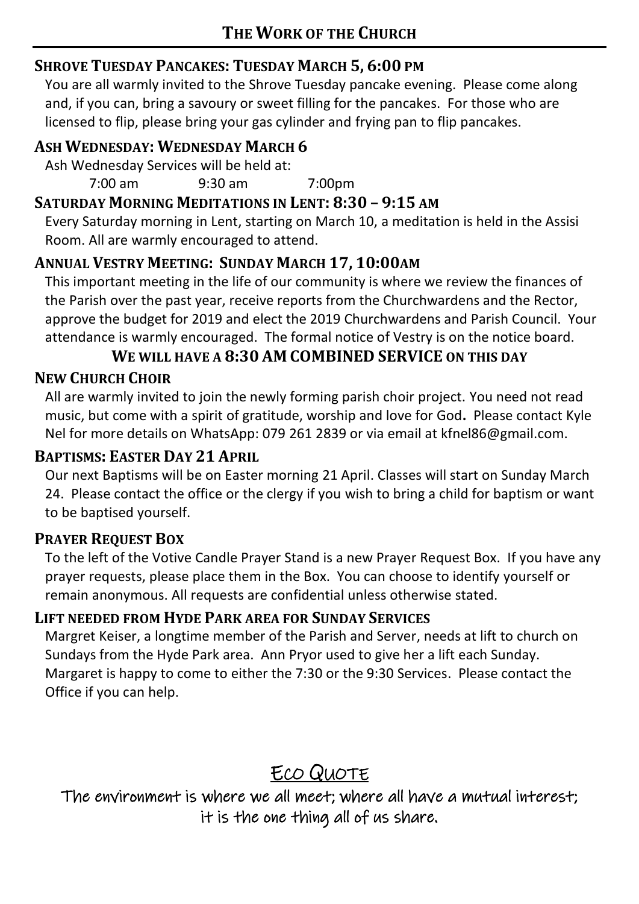# THE WORK OF THE CHURCH

### SHROVE TUESDAY PANCAKES: TUESDAY MARCH 5, 6:00 PM

You are all warmly invited to the Shrove Tuesday pancake evening. Please come along and, if you can, bring a savoury or sweet filling for the pancakes. For those who are licensed to flip, please bring your gas cylinder and frying pan to flip pancakes.

### ASH WEDNESDAY: WEDNESDAY MARCH 6

Ash Wednesday Services will be held at:

7:00 am     9:30 am     7:00pm

### SATURDAY MORNING MEDITATIONS IN LENT: 8:30 – 9:15 AM

Every Saturday morning in Lent, starting on March 10, a meditation is held in the Assisi Room. All are warmly encouraged to attend.

### ANNUAL VESTRY MEETING: SUNDAY MARCH 17, 10:00AM

This important meeting in the life of our community is where we review the finances of the Parish over the past year, receive reports from the Churchwardens and the Rector, approve the budget for 2019 and elect the 2019 Churchwardens and Parish Council. Your attendance is warmly encouraged. The formal notice of Vestry is on the notice board.

**WE WILL HAVE A 8:30 AM COMBINED SERVICE ON THIS DAY**

### NEW CHURCH CHOIR

All are warmly invited to join the newly forming parish choir project. You need not read music, but come with a spirit of gratitude, worship and love for God**.** Please contact Kyle Nel for more details on WhatsApp: 079 261 2839 or via email at kfnel86@gmail.com.

### BAPTISMS: EASTER DAY 21 APRIL

Our next Baptisms will be on Easter morning 21 April. Classes will start on Sunday March 24. Please contact the office or the clergy if you wish to bring a child for baptism or want to be baptised yourself.

### PRAYER REQUEST BOX

To the left of the Votive Candle Prayer Stand is a new Prayer Request Box. If you have any prayer requests, please place them in the Box. You can choose to identify yourself or remain anonymous. All requests are confidential unless otherwise stated.

### LIFT NEEDED FROM HYDE PARK AREA FOR SUNDAY SERVICES

Margret Keiser, a longtime member of the Parish and Server, needs at lift to church on Sundays from the Hyde Park area. Ann Pryor used to give her a lift each Sunday. Margaret is happy to come to either the 7:30 or the 9:30 Services. Please contact the Office if you can help.

## ECO QUOTE

The environment is where we all meet; where all have a mutual interest; it is the one thing all of us share.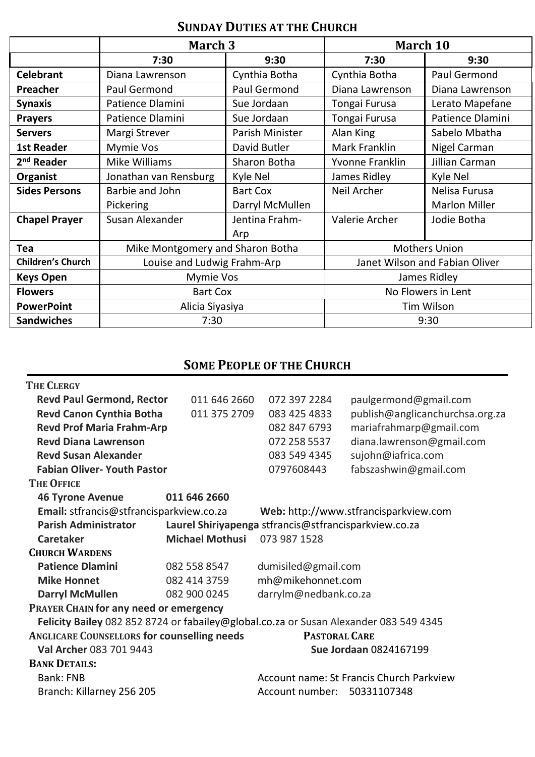## SUNDAY DUTIES AT THE CHURCH

| | March 3 | | March 10 | |
|---|---|---|---|---|
| | 7:30 | 9:30 | 7:30 | 9:30 |
| **Celebrant** | Diana Lawrenson | Cynthia Botha | Cynthia Botha | Paul Germond |
| **Preacher** | Paul Germond | Paul Germond | Diana Lawrenson | Diana Lawrenson |
| **Synaxis** | Patience Dlamini | Sue Jordaan | Tongai Furusa | Lerato Mapefane |
| **Prayers** | Patience Dlamini | Sue Jordaan | Tongai Furusa | Patience Dlamini |
| **Servers** | Margi Strever | Parish Minister | Alan King | Sabelo Mbatha |
| **1st Reader** | Mymie Vos | David Butler | Mark Franklin | Nigel Carman |
| **2nd Reader** | Mike Williams | Sharon Botha | Yvonne Franklin | Jillian Carman |
| **Organist** | Jonathan van Rensburg | Kyle Nel | James Ridley | Kyle Nel |
| **Sides Persons** | Barbie and John Pickering | Bart Cox Darryl McMullen | Neil Archer | Nelisa Furusa Marlon Miller |
| **Chapel Prayer** | Susan Alexander | Jentina Frahm-Arp | Valerie Archer | Jodie Botha |
| **Tea** | Mike Montgomery and Sharon Botha | | Mothers Union | |
| **Children's Church** | Louise and Ludwig Frahm-Arp | | Janet Wilson and Fabian Oliver | |
| **Keys Open** | Mymie Vos | | James Ridley | |
| **Flowers** | Bart Cox | | No Flowers in Lent | |
| **PowerPoint** | Alicia Siyasiya | | Tim Wilson | |
| **Sandwiches** | 7:30 | | 9:30 | |

## SOME PEOPLE OF THE CHURCH

**THE CLERGY**

| | | | |
|---|---|---|---|
| **Revd Paul Germond, Rector** | 011 646 2660 | 072 397 2284 | paulgermond@gmail.com |
| **Revd Canon Cynthia Botha** | 011 375 2709 | 083 425 4833 | publish@anglicanchurchsa.org.za |
| **Revd Prof Maria Frahm-Arp** | | 082 847 6793 | mariafrahmarp@gmail.com |
| **Revd Diana Lawrenson** | | 072 258 5537 | diana.lawrenson@gmail.com |
| **Revd Susan Alexander** | | 083 549 4345 | sujohn@iafrica.com |
| **Fabian Oliver- Youth Pastor** | | 0797608443 | fabszashwin@gmail.com |

**THE OFFICE**

**46 Tyrone Avenue** **011 646 2660**

**Email:** stfrancis@stfrancisparkview.co.za **Web:** http://www.stfrancisparkview.com

**Parish Administrator** **Laurel Shiriyapenga** stfrancis@stfrancisparkview.co.za

**Caretaker** **Michael Mothusi** 073 987 1528

**CHURCH WARDENS**

| | | |
|---|---|---|
| **Patience Dlamini** | 082 558 8547 | dumisiled@gmail.com |
| **Mike Honnet** | 082 414 3759 | mh@mikehonnet.com |
| **Darryl McMullen** | 082 900 0245 | darrylm@nedbank.co.za |

**PRAYER CHAIN for any need or emergency**

**Felicity Bailey** 082 852 8724 or fabailey@global.co.za or Susan Alexander 083 549 4345

**ANGLICARE COUNSELLORS for counselling needs**

**Val Archer** 083 701 9443

**PASTORAL CARE**

**Sue Jordaan** 0824167199

**BANK DETAILS:**

Bank: FNB

Branch: Killarney 256 205

Account name: St Francis Church Parkview

Account number: 50331107348